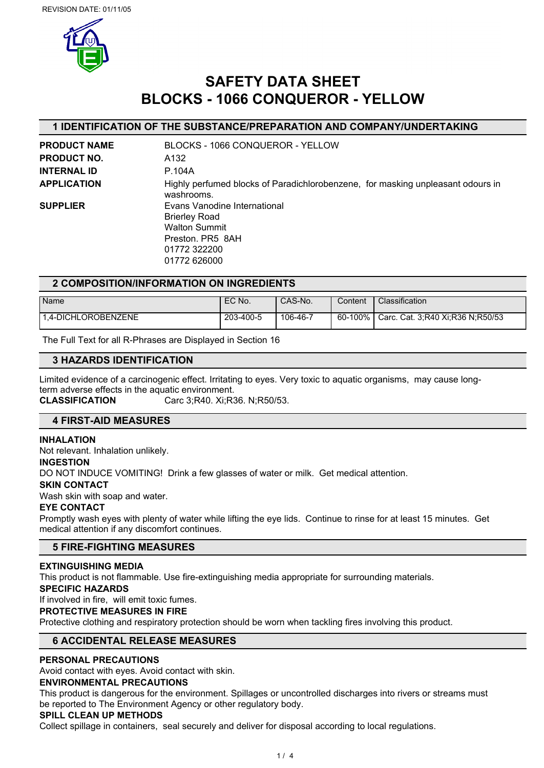REVISION DATE: 01/11/05

# SAFETY DATA SHEET
# BLOCKS - 1066 CONQUEROR - YELLOW

## 1 IDENTIFICATION OF THE SUBSTANCE/PREPARATION AND COMPANY/UNDERTAKING

**PRODUCT NAME** BLOCKS - 1066 CONQUEROR - YELLOW

**PRODUCT NO.** A132

**INTERNAL ID** P.104A

**APPLICATION** Highly perfumed blocks of Paradichlorobenzene, for masking unpleasant odours in washrooms.

**SUPPLIER** Evans Vanodine International
Brierley Road
Walton Summit
Preston. PR5 8AH
01772 322200
01772 626000

## 2 COMPOSITION/INFORMATION ON INGREDIENTS

| Name | EC No. | CAS-No. | Content | Classification |
|---|---|---|---|---|
| 1,4-DICHLOROBENZENE | 203-400-5 | 106-46-7 | 60-100% | Carc. Cat. 3;R40 Xi;R36 N;R50/53 |

The Full Text for all R-Phrases are Displayed in Section 16

## 3 HAZARDS IDENTIFICATION

Limited evidence of a carcinogenic effect. Irritating to eyes. Very toxic to aquatic organisms, may cause long-term adverse effects in the aquatic environment.

**CLASSIFICATION** Carc 3;R40. Xi;R36. N;R50/53.

## 4 FIRST-AID MEASURES

**INHALATION**

Not relevant. Inhalation unlikely.

**INGESTION**

DO NOT INDUCE VOMITING! Drink a few glasses of water or milk. Get medical attention.

**SKIN CONTACT**

Wash skin with soap and water.

**EYE CONTACT**

Promptly wash eyes with plenty of water while lifting the eye lids. Continue to rinse for at least 15 minutes. Get medical attention if any discomfort continues.

## 5 FIRE-FIGHTING MEASURES

**EXTINGUISHING MEDIA**

This product is not flammable. Use fire-extinguishing media appropriate for surrounding materials.

**SPECIFIC HAZARDS**

If involved in fire, will emit toxic fumes.

**PROTECTIVE MEASURES IN FIRE**

Protective clothing and respiratory protection should be worn when tackling fires involving this product.

## 6 ACCIDENTAL RELEASE MEASURES

**PERSONAL PRECAUTIONS**

Avoid contact with eyes. Avoid contact with skin.

**ENVIRONMENTAL PRECAUTIONS**

This product is dangerous for the environment. Spillages or uncontrolled discharges into rivers or streams must be reported to The Environment Agency or other regulatory body.

**SPILL CLEAN UP METHODS**

Collect spillage in containers, seal securely and deliver for disposal according to local regulations.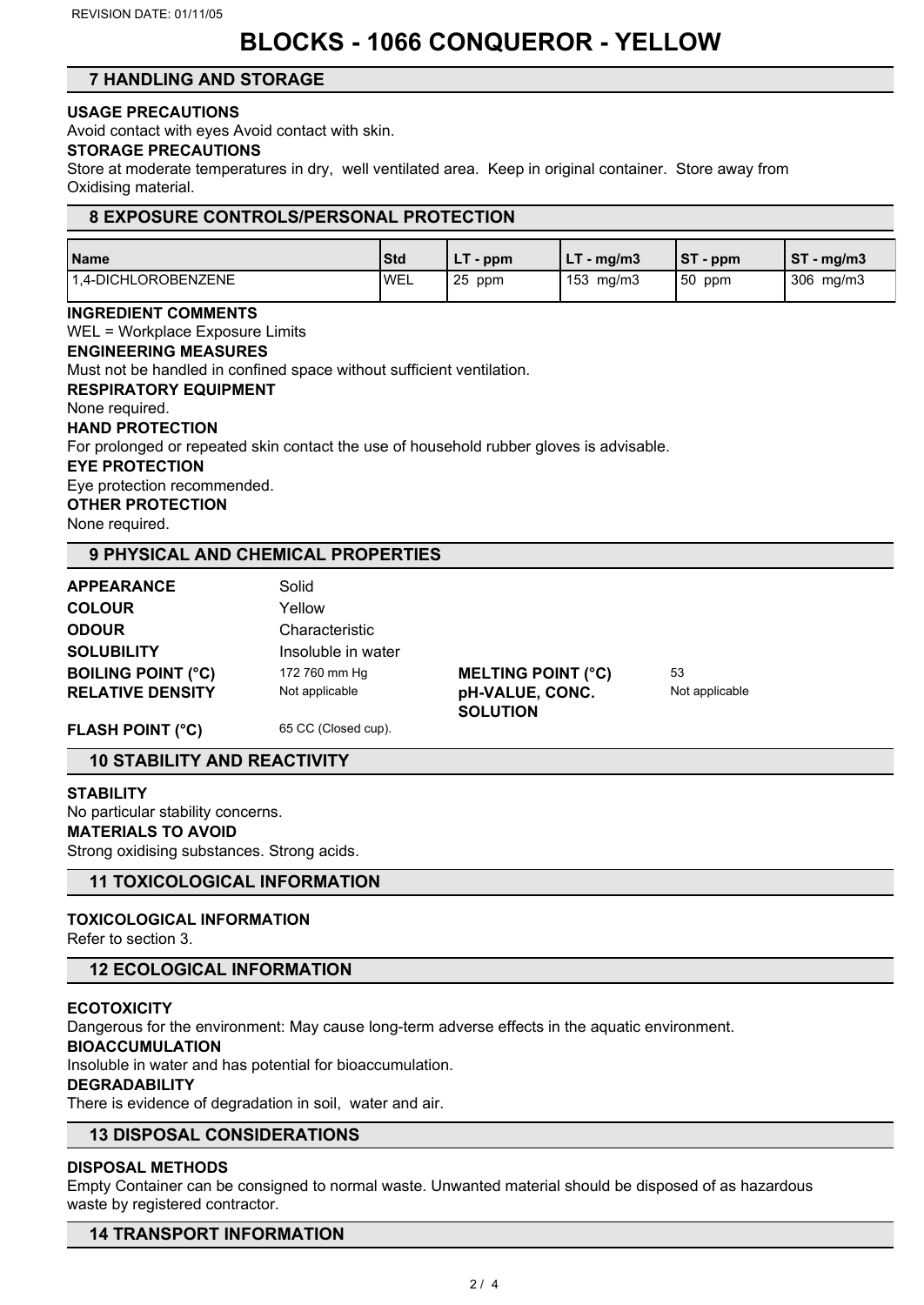# BLOCKS - 1066 CONQUEROR - YELLOW

## 7 HANDLING AND STORAGE

**USAGE PRECAUTIONS**

Avoid contact with eyes Avoid contact with skin.

**STORAGE PRECAUTIONS**

Store at moderate temperatures in dry, well ventilated area. Keep in original container. Store away from Oxidising material.

## 8 EXPOSURE CONTROLS/PERSONAL PROTECTION

| Name | Std | LT - ppm | LT - mg/m3 | ST - ppm | ST - mg/m3 |
|---|---|---|---|---|---|
| 1,4-DICHLOROBENZENE | WEL | 25 ppm | 153 mg/m3 | 50 ppm | 306 mg/m3 |

**INGREDIENT COMMENTS**

WEL = Workplace Exposure Limits

**ENGINEERING MEASURES**

Must not be handled in confined space without sufficient ventilation.

**RESPIRATORY EQUIPMENT**

None required.

**HAND PROTECTION**

For prolonged or repeated skin contact the use of household rubber gloves is advisable.

**EYE PROTECTION**

Eye protection recommended.

**OTHER PROTECTION**

None required.

## 9 PHYSICAL AND CHEMICAL PROPERTIES

| | | | |
|---|---|---|---|
| **APPEARANCE** | Solid | | |
| **COLOUR** | Yellow | | |
| **ODOUR** | Characteristic | | |
| **SOLUBILITY** | Insoluble in water | | |
| **BOILING POINT (°C)** | 172 760 mm Hg | **MELTING POINT (°C)** | 53 |
| **RELATIVE DENSITY** | Not applicable | **pH-VALUE, CONC. SOLUTION** | Not applicable |
| **FLASH POINT (°C)** | 65 CC (Closed cup). | | |

## 10 STABILITY AND REACTIVITY

**STABILITY**

No particular stability concerns.

**MATERIALS TO AVOID**

Strong oxidising substances. Strong acids.

## 11 TOXICOLOGICAL INFORMATION

**TOXICOLOGICAL INFORMATION**

Refer to section 3.

## 12 ECOLOGICAL INFORMATION

**ECOTOXICITY**

Dangerous for the environment: May cause long-term adverse effects in the aquatic environment.

**BIOACCUMULATION**

Insoluble in water and has potential for bioaccumulation.

**DEGRADABILITY**

There is evidence of degradation in soil, water and air.

## 13 DISPOSAL CONSIDERATIONS

**DISPOSAL METHODS**

Empty Container can be consigned to normal waste. Unwanted material should be disposed of as hazardous waste by registered contractor.

## 14 TRANSPORT INFORMATION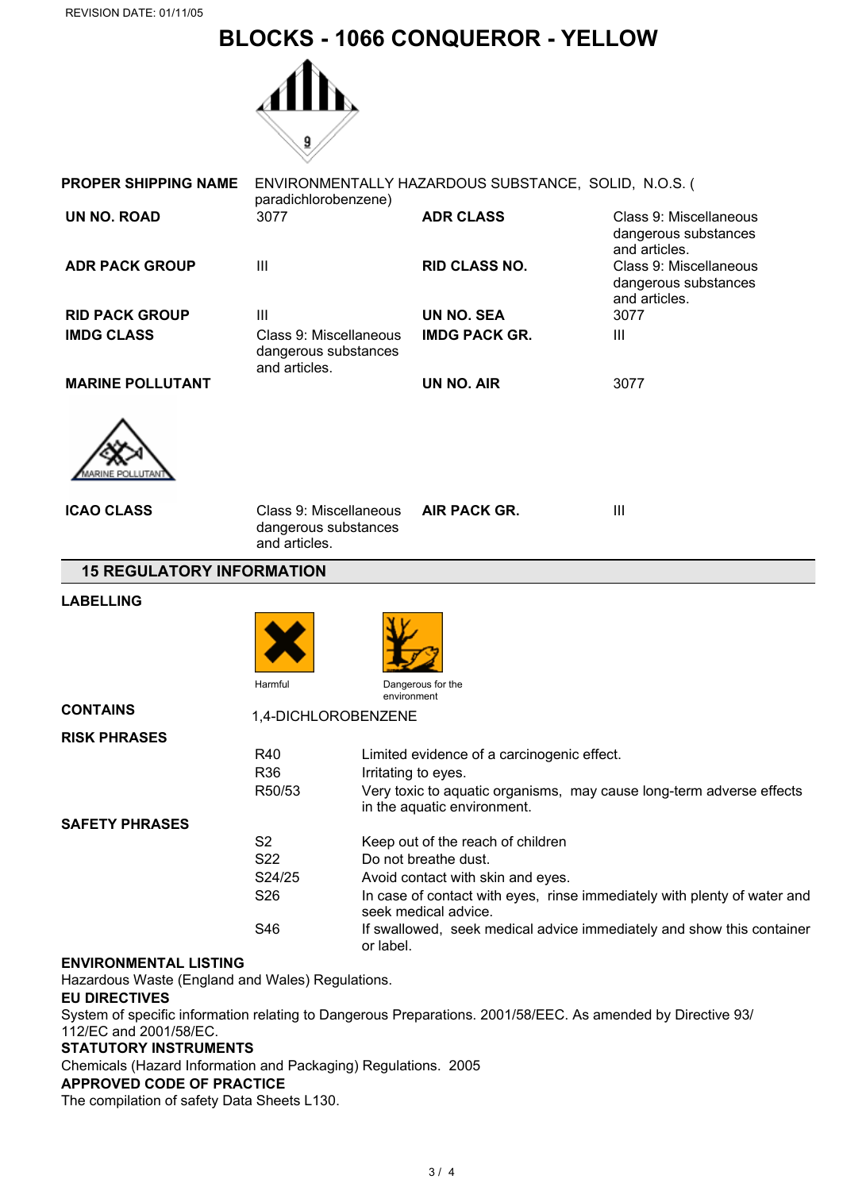# BLOCKS - 1066 CONQUEROR - YELLOW

| | | | |
|---|---|---|---|
| **PROPER SHIPPING NAME** | ENVIRONMENTALLY HAZARDOUS SUBSTANCE, SOLID, N.O.S. ( paradichlorobenzene) | | |
| **UN NO. ROAD** | 3077 | **ADR CLASS** | Class 9: Miscellaneous dangerous substances and articles. |
| **ADR PACK GROUP** | III | **RID CLASS NO.** | Class 9: Miscellaneous dangerous substances and articles. |
| **RID PACK GROUP** | III | **UN NO. SEA** | 3077 |
| **IMDG CLASS** | Class 9: Miscellaneous dangerous substances and articles. | **IMDG PACK GR.** | III |
| **MARINE POLLUTANT** | | **UN NO. AIR** | 3077 |
| **ICAO CLASS** | Class 9: Miscellaneous dangerous substances and articles. | **AIR PACK GR.** | III |

MARINE POLLUTANT

## 15 REGULATORY INFORMATION

**LABELLING**

Harmful

Dangerous for the environment

**CONTAINS**

1,4-DICHLOROBENZENE

**RISK PHRASES**

| | |
|---|---|
| R40 | Limited evidence of a carcinogenic effect. |
| R36 | Irritating to eyes. |
| R50/53 | Very toxic to aquatic organisms, may cause long-term adverse effects in the aquatic environment. |

**SAFETY PHRASES**

| | |
|---|---|
| S2 | Keep out of the reach of children |
| S22 | Do not breathe dust. |
| S24/25 | Avoid contact with skin and eyes. |
| S26 | In case of contact with eyes, rinse immediately with plenty of water and seek medical advice. |
| S46 | If swallowed, seek medical advice immediately and show this container or label. |

**ENVIRONMENTAL LISTING**

Hazardous Waste (England and Wales) Regulations.

**EU DIRECTIVES**

System of specific information relating to Dangerous Preparations. 2001/58/EEC. As amended by Directive 93/112/EC and 2001/58/EC.

**STATUTORY INSTRUMENTS**

Chemicals (Hazard Information and Packaging) Regulations. 2005

**APPROVED CODE OF PRACTICE**

The compilation of safety Data Sheets L130.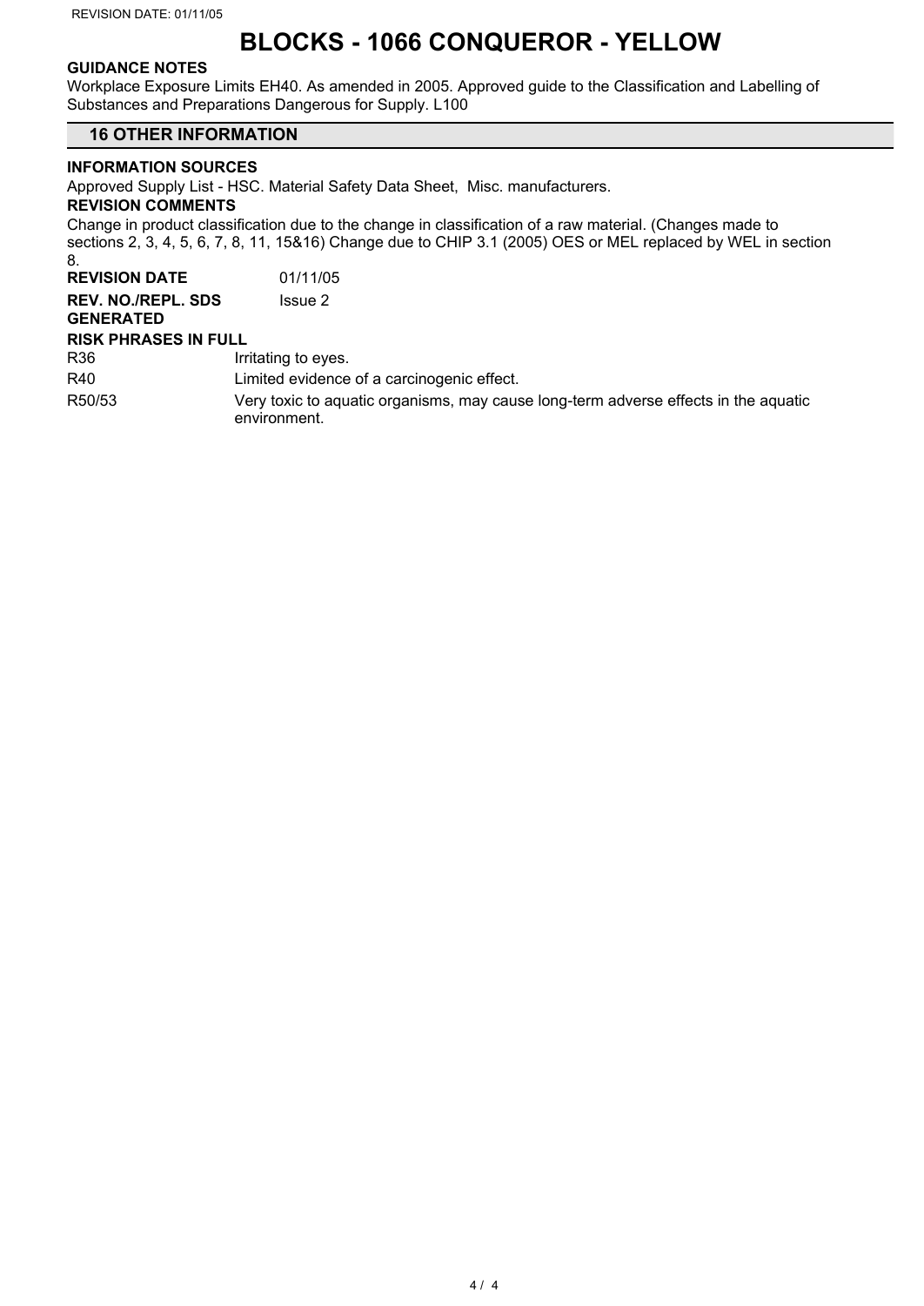# BLOCKS - 1066 CONQUEROR - YELLOW

**GUIDANCE NOTES**

Workplace Exposure Limits EH40. As amended in 2005. Approved guide to the Classification and Labelling of Substances and Preparations Dangerous for Supply. L100

## 16 OTHER INFORMATION

**INFORMATION SOURCES**

Approved Supply List - HSC. Material Safety Data Sheet, Misc. manufacturers.

**REVISION COMMENTS**

Change in product classification due to the change in classification of a raw material. (Changes made to sections 2, 3, 4, 5, 6, 7, 8, 11, 15&16) Change due to CHIP 3.1 (2005) OES or MEL replaced by WEL in section 8.

| | |
|---|---|
| **REVISION DATE** | 01/11/05 |
| **REV. NO./REPL. SDS GENERATED** | Issue 2 |

**RISK PHRASES IN FULL**

| | |
|---|---|
| R36 | Irritating to eyes. |
| R40 | Limited evidence of a carcinogenic effect. |
| R50/53 | Very toxic to aquatic organisms, may cause long-term adverse effects in the aquatic environment. |